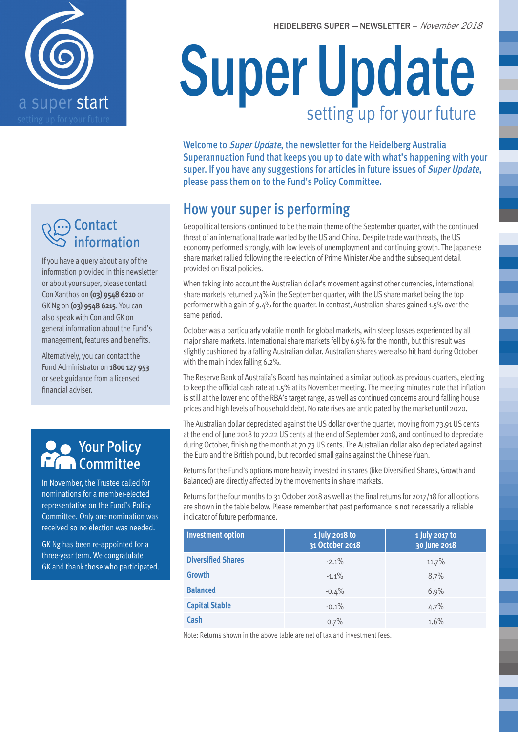a super start

setting up for your future

HEIDELBERG SUPER — NEWSLETTER – *November 2018*

# Super Update

setting up for your future

Welcome to *Super Update*, the newsletter for the Heidelberg Australia Superannuation Fund that keeps you up to date with what's happening with your super. If you have any suggestions for articles in future issues of *Super Update*, please pass them on to the Fund's Policy Committee.

## How your super is performing

Geopolitical tensions continued to be the main theme of the September quarter, with the continued threat of an international trade war led by the US and China. Despite trade war threats, the US economy performed strongly, with low levels of unemployment and continuing growth. The Japanese share market rallied following the re-election of Prime Minister Abe and the subsequent detail provided on fiscal policies.

When taking into account the Australian dollar's movement against other currencies, international share markets returned 7.4% in the September quarter, with the US share market being the top performer with a gain of 9.4% for the quarter. In contrast, Australian shares gained 1.5% over the same period.

October was a particularly volatile month for global markets, with steep losses experienced by all major share markets. International share markets fell by 6.9% for the month, but this result was slightly cushioned by a falling Australian dollar. Australian shares were also hit hard during October with the main index falling 6.2%.

The Reserve Bank of Australia's Board has maintained a similar outlook as previous quarters, electing to keep the official cash rate at 1.5% at its November meeting. The meeting minutes note that inflation is still at the lower end of the RBA's target range, as well as continued concerns around falling house prices and high levels of household debt. No rate rises are anticipated by the market until 2020.

The Australian dollar depreciated against the US dollar over the quarter, moving from 73.91 US cents at the end of June 2018 to 72.22 US cents at the end of September 2018, and continued to depreciate during October, finishing the month at 70.73 US cents. The Australian dollar also depreciated against the Euro and the British pound, but recorded small gains against the Chinese Yuan.

Returns for the Fund's options more heavily invested in shares (like Diversified Shares, Growth and Balanced) are directly affected by the movements in share markets.

Returns for the four months to 31 October 2018 as well as the final returns for 2017/18 for all options are shown in the table below. Please remember that past performance is not necessarily a reliable indicator of future performance.

| Investment option | 1 July 2018 to 31 October 2018 | 1 July 2017 to 30 June 2018 |
|---|---|---|
| **Diversified Shares** | -2.1% | 11.7% |
| **Growth** | -1.1% | 8.7% |
| **Balanced** | -0.4% | 6.9% |
| **Capital Stable** | -0.1% | 4.7% |
| **Cash** | 0.7% | 1.6% |

Note: Returns shown in the above table are net of tax and investment fees.

## Contact information

If you have a query about any of the information provided in this newsletter or about your super, please contact Con Xanthos on **(03) 9548 6210** or GK Ng on **(03) 9548 6215**. You can also speak with Con and GK on general information about the Fund's management, features and benefits.

Alternatively, you can contact the Fund Administrator on **1800 127 953** or seek guidance from a licensed financial adviser.

## Your Policy Committee

In November, the Trustee called for nominations for a member-elected representative on the Fund's Policy Committee. Only one nomination was received so no election was needed.

GK Ng has been re-appointed for a three-year term. We congratulate GK and thank those who participated.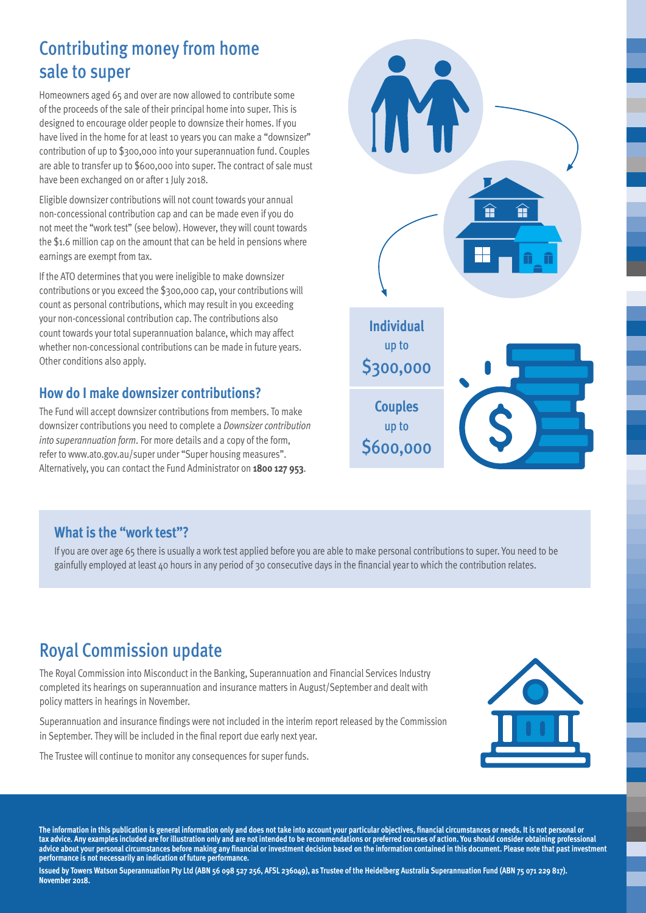## Contributing money from home sale to super

Homeowners aged 65 and over are now allowed to contribute some of the proceeds of the sale of their principal home into super. This is designed to encourage older people to downsize their homes. If you have lived in the home for at least 10 years you can make a "downsizer" contribution of up to $300,000 into your superannuation fund. Couples are able to transfer up to $600,000 into super. The contract of sale must have been exchanged on or after 1 July 2018.

Eligible downsizer contributions will not count towards your annual non-concessional contribution cap and can be made even if you do not meet the "work test" (see below). However, they will count towards the $1.6 million cap on the amount that can be held in pensions where earnings are exempt from tax.

If the ATO determines that you were ineligible to make downsizer contributions or you exceed the $300,000 cap, your contributions will count as personal contributions, which may result in you exceeding your non-concessional contribution cap. The contributions also count towards your total superannuation balance, which may affect whether non-concessional contributions can be made in future years. Other conditions also apply.

### How do I make downsizer contributions?

The Fund will accept downsizer contributions from members. To make downsizer contributions you need to complete a *Downsizer contribution into superannuation form*. For more details and a copy of the form, refer to www.ato.gov.au/super under "Super housing measures". Alternatively, you can contact the Fund Administrator on **1800 127 953**.

**Individual**
up to
$300,000

**Couples**
up to
$600,000

### What is the "work test"?

If you are over age 65 there is usually a work test applied before you are able to make personal contributions to super. You need to be gainfully employed at least 40 hours in any period of 30 consecutive days in the financial year to which the contribution relates.

## Royal Commission update

The Royal Commission into Misconduct in the Banking, Superannuation and Financial Services Industry completed its hearings on superannuation and insurance matters in August/September and dealt with policy matters in hearings in November.

Superannuation and insurance findings were not included in the interim report released by the Commission in September. They will be included in the final report due early next year.

The Trustee will continue to monitor any consequences for super funds.

**The information in this publication is general information only and does not take into account your particular objectives, financial circumstances or needs. It is not personal or tax advice. Any examples included are for illustration only and are not intended to be recommendations or preferred courses of action. You should consider obtaining professional advice about your personal circumstances before making any financial or investment decision based on the information contained in this document. Please note that past investment performance is not necessarily an indication of future performance.**

**Issued by Towers Watson Superannuation Pty Ltd (ABN 56 098 527 256, AFSL 236049), as Trustee of the Heidelberg Australia Superannuation Fund (ABN 75 071 229 817). November 2018.**